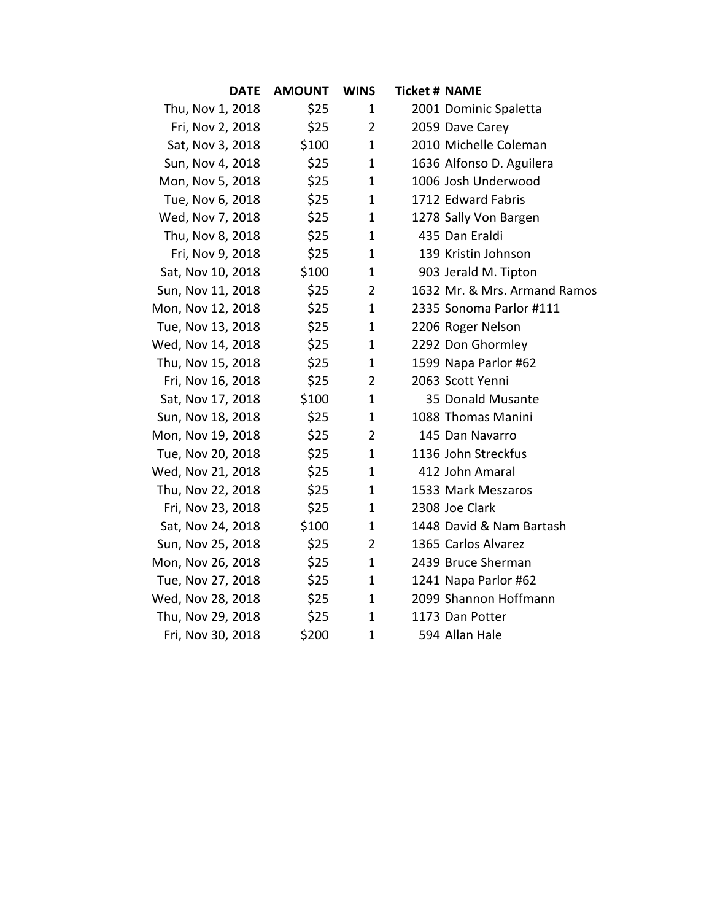| DATE | AMOUNT | WINS | Ticket # | NAME |
|---|---|---|---|---|
| Thu, Nov 1, 2018 | $25 | 1 | 2001 | Dominic Spaletta |
| Fri, Nov 2, 2018 | $25 | 2 | 2059 | Dave Carey |
| Sat, Nov 3, 2018 | $100 | 1 | 2010 | Michelle Coleman |
| Sun, Nov 4, 2018 | $25 | 1 | 1636 | Alfonso D. Aguilera |
| Mon, Nov 5, 2018 | $25 | 1 | 1006 | Josh Underwood |
| Tue, Nov 6, 2018 | $25 | 1 | 1712 | Edward Fabris |
| Wed, Nov 7, 2018 | $25 | 1 | 1278 | Sally Von Bargen |
| Thu, Nov 8, 2018 | $25 | 1 | 435 | Dan Eraldi |
| Fri, Nov 9, 2018 | $25 | 1 | 139 | Kristin Johnson |
| Sat, Nov 10, 2018 | $100 | 1 | 903 | Jerald M. Tipton |
| Sun, Nov 11, 2018 | $25 | 2 | 1632 | Mr. & Mrs. Armand Ramos |
| Mon, Nov 12, 2018 | $25 | 1 | 2335 | Sonoma Parlor #111 |
| Tue, Nov 13, 2018 | $25 | 1 | 2206 | Roger Nelson |
| Wed, Nov 14, 2018 | $25 | 1 | 2292 | Don Ghormley |
| Thu, Nov 15, 2018 | $25 | 1 | 1599 | Napa Parlor #62 |
| Fri, Nov 16, 2018 | $25 | 2 | 2063 | Scott Yenni |
| Sat, Nov 17, 2018 | $100 | 1 | 35 | Donald Musante |
| Sun, Nov 18, 2018 | $25 | 1 | 1088 | Thomas Manini |
| Mon, Nov 19, 2018 | $25 | 2 | 145 | Dan Navarro |
| Tue, Nov 20, 2018 | $25 | 1 | 1136 | John Streckfus |
| Wed, Nov 21, 2018 | $25 | 1 | 412 | John Amaral |
| Thu, Nov 22, 2018 | $25 | 1 | 1533 | Mark Meszaros |
| Fri, Nov 23, 2018 | $25 | 1 | 2308 | Joe Clark |
| Sat, Nov 24, 2018 | $100 | 1 | 1448 | David & Nam Bartash |
| Sun, Nov 25, 2018 | $25 | 2 | 1365 | Carlos Alvarez |
| Mon, Nov 26, 2018 | $25 | 1 | 2439 | Bruce Sherman |
| Tue, Nov 27, 2018 | $25 | 1 | 1241 | Napa Parlor #62 |
| Wed, Nov 28, 2018 | $25 | 1 | 2099 | Shannon Hoffmann |
| Thu, Nov 29, 2018 | $25 | 1 | 1173 | Dan Potter |
| Fri, Nov 30, 2018 | $200 | 1 | 594 | Allan Hale |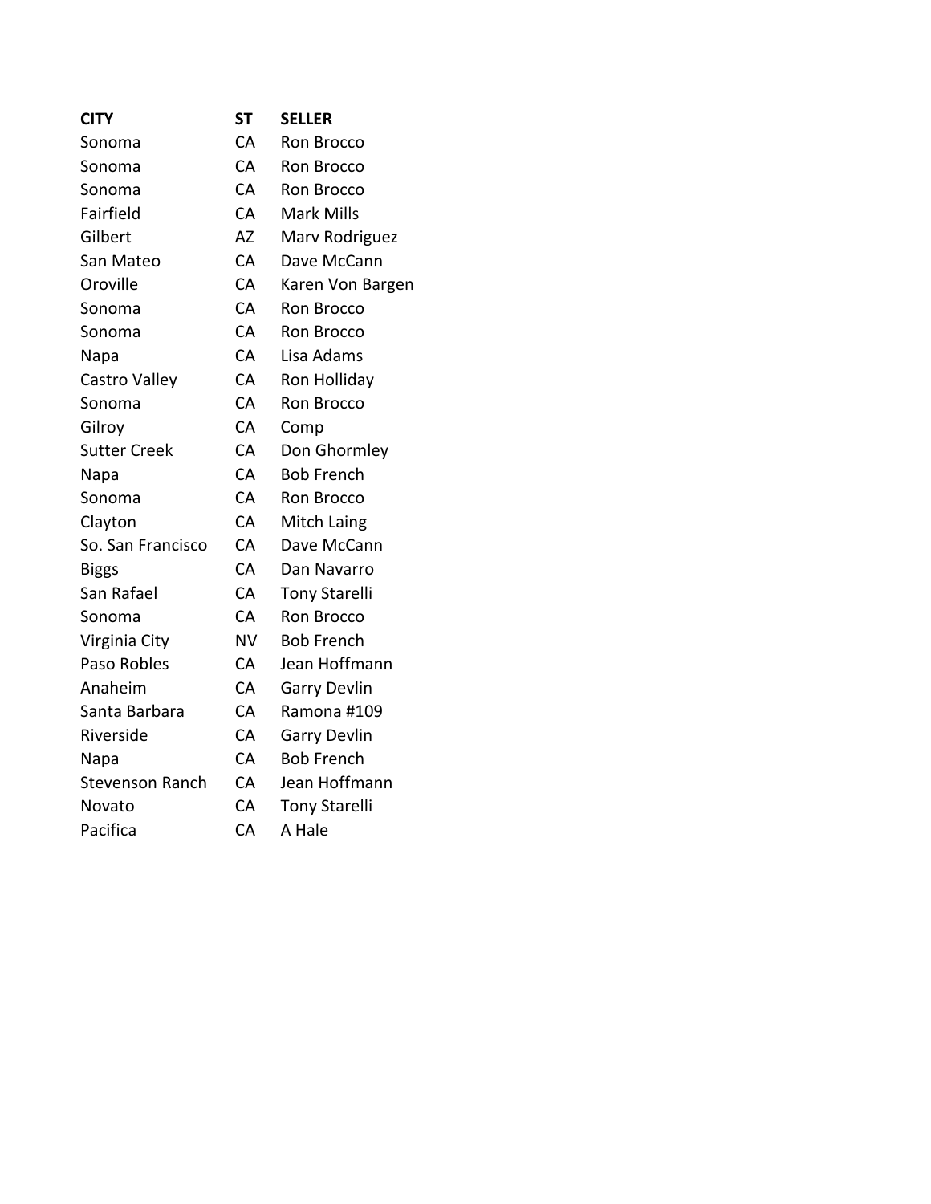| CITY | ST | SELLER |
|---|---|---|
| Sonoma | CA | Ron Brocco |
| Sonoma | CA | Ron Brocco |
| Sonoma | CA | Ron Brocco |
| Fairfield | CA | Mark Mills |
| Gilbert | AZ | Marv Rodriguez |
| San Mateo | CA | Dave McCann |
| Oroville | CA | Karen Von Bargen |
| Sonoma | CA | Ron Brocco |
| Sonoma | CA | Ron Brocco |
| Napa | CA | Lisa Adams |
| Castro Valley | CA | Ron Holliday |
| Sonoma | CA | Ron Brocco |
| Gilroy | CA | Comp |
| Sutter Creek | CA | Don Ghormley |
| Napa | CA | Bob French |
| Sonoma | CA | Ron Brocco |
| Clayton | CA | Mitch Laing |
| So. San Francisco | CA | Dave McCann |
| Biggs | CA | Dan Navarro |
| San Rafael | CA | Tony Starelli |
| Sonoma | CA | Ron Brocco |
| Virginia City | NV | Bob French |
| Paso Robles | CA | Jean Hoffmann |
| Anaheim | CA | Garry Devlin |
| Santa Barbara | CA | Ramona #109 |
| Riverside | CA | Garry Devlin |
| Napa | CA | Bob French |
| Stevenson Ranch | CA | Jean Hoffmann |
| Novato | CA | Tony Starelli |
| Pacifica | CA | A Hale |